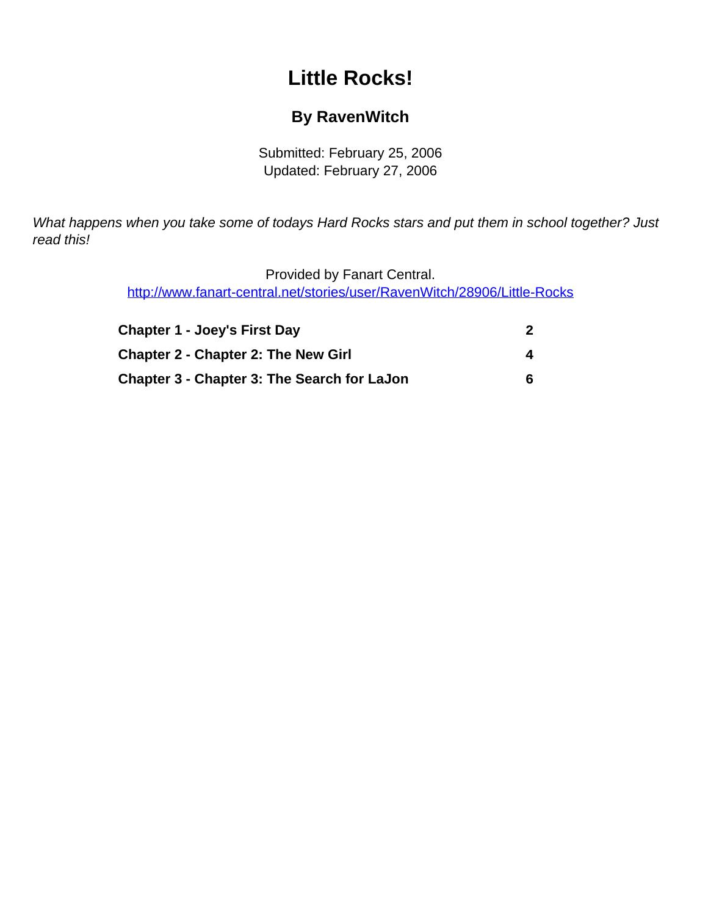# Little Rocks!

### By RavenWitch

Submitted: February 25, 2006
Updated: February 27, 2006

*What happens when you take some of todays Hard Rocks stars and put them in school together? Just read this!*

Provided by Fanart Central.
http://www.fanart-central.net/stories/user/RavenWitch/28906/Little-Rocks

| | |
|---|---|
| **Chapter 1 - Joey's First Day** | **2** |
| **Chapter 2 - Chapter 2: The New Girl** | **4** |
| **Chapter 3 - Chapter 3: The Search for LaJon** | **6** |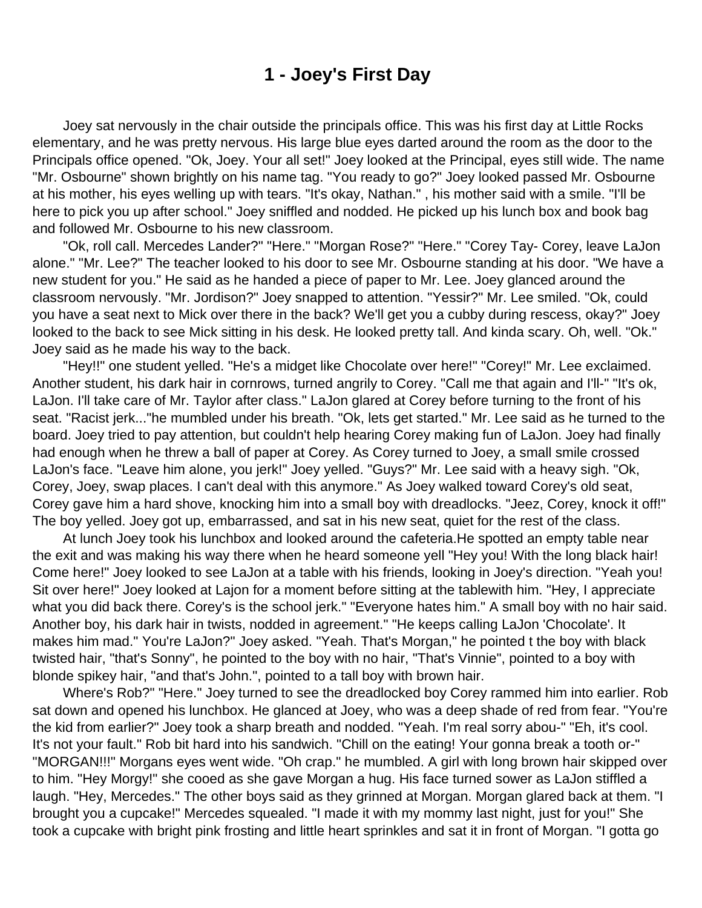# 1 - Joey's First Day

Joey sat nervously in the chair outside the principals office. This was his first day at Little Rocks elementary, and he was pretty nervous. His large blue eyes darted around the room as the door to the Principals office opened. "Ok, Joey. Your all set!" Joey looked at the Principal, eyes still wide. The name "Mr. Osbourne" shown brightly on his name tag. "You ready to go?" Joey looked passed Mr. Osbourne at his mother, his eyes welling up with tears. "It's okay, Nathan." , his mother said with a smile. "I'll be here to pick you up after school." Joey sniffled and nodded. He picked up his lunch box and book bag and followed Mr. Osbourne to his new classroom.

"Ok, roll call. Mercedes Lander?" "Here." "Morgan Rose?" "Here." "Corey Tay- Corey, leave LaJon alone." "Mr. Lee?" The teacher looked to his door to see Mr. Osbourne standing at his door. "We have a new student for you." He said as he handed a piece of paper to Mr. Lee. Joey glanced around the classroom nervously. "Mr. Jordison?" Joey snapped to attention. "Yessir?" Mr. Lee smiled. "Ok, could you have a seat next to Mick over there in the back? We'll get you a cubby during rescess, okay?" Joey looked to the back to see Mick sitting in his desk. He looked pretty tall. And kinda scary. Oh, well. "Ok." Joey said as he made his way to the back.

"Hey!!" one student yelled. "He's a midget like Chocolate over here!" "Corey!" Mr. Lee exclaimed. Another student, his dark hair in cornrows, turned angrily to Corey. "Call me that again and I'll-" "It's ok, LaJon. I'll take care of Mr. Taylor after class." LaJon glared at Corey before turning to the front of his seat. "Racist jerk..."he mumbled under his breath. "Ok, lets get started." Mr. Lee said as he turned to the board. Joey tried to pay attention, but couldn't help hearing Corey making fun of LaJon. Joey had finally had enough when he threw a ball of paper at Corey. As Corey turned to Joey, a small smile crossed LaJon's face. "Leave him alone, you jerk!" Joey yelled. "Guys?" Mr. Lee said with a heavy sigh. "Ok, Corey, Joey, swap places. I can't deal with this anymore." As Joey walked toward Corey's old seat, Corey gave him a hard shove, knocking him into a small boy with dreadlocks. "Jeez, Corey, knock it off!" The boy yelled. Joey got up, embarrassed, and sat in his new seat, quiet for the rest of the class.

At lunch Joey took his lunchbox and looked around the cafeteria.He spotted an empty table near the exit and was making his way there when he heard someone yell "Hey you! With the long black hair! Come here!" Joey looked to see LaJon at a table with his friends, looking in Joey's direction. "Yeah you! Sit over here!" Joey looked at Lajon for a moment before sitting at the tablewith him. "Hey, I appreciate what you did back there. Corey's is the school jerk." "Everyone hates him." A small boy with no hair said. Another boy, his dark hair in twists, nodded in agreement." "He keeps calling LaJon 'Chocolate'. It makes him mad." You're LaJon?" Joey asked. "Yeah. That's Morgan," he pointed t the boy with black twisted hair, "that's Sonny", he pointed to the boy with no hair, "That's Vinnie", pointed to a boy with blonde spikey hair, "and that's John.", pointed to a tall boy with brown hair.

Where's Rob?" "Here." Joey turned to see the dreadlocked boy Corey rammed him into earlier. Rob sat down and opened his lunchbox. He glanced at Joey, who was a deep shade of red from fear. "You're the kid from earlier?" Joey took a sharp breath and nodded. "Yeah. I'm real sorry abou-" "Eh, it's cool. It's not your fault." Rob bit hard into his sandwich. "Chill on the eating! Your gonna break a tooth or-" "MORGAN!!!" Morgans eyes went wide. "Oh crap." he mumbled. A girl with long brown hair skipped over to him. "Hey Morgy!" she cooed as she gave Morgan a hug. His face turned sower as LaJon stiffled a laugh. "Hey, Mercedes." The other boys said as they grinned at Morgan. Morgan glared back at them. "I brought you a cupcake!" Mercedes squealed. "I made it with my mommy last night, just for you!" She took a cupcake with bright pink frosting and little heart sprinkles and sat it in front of Morgan. "I gotta go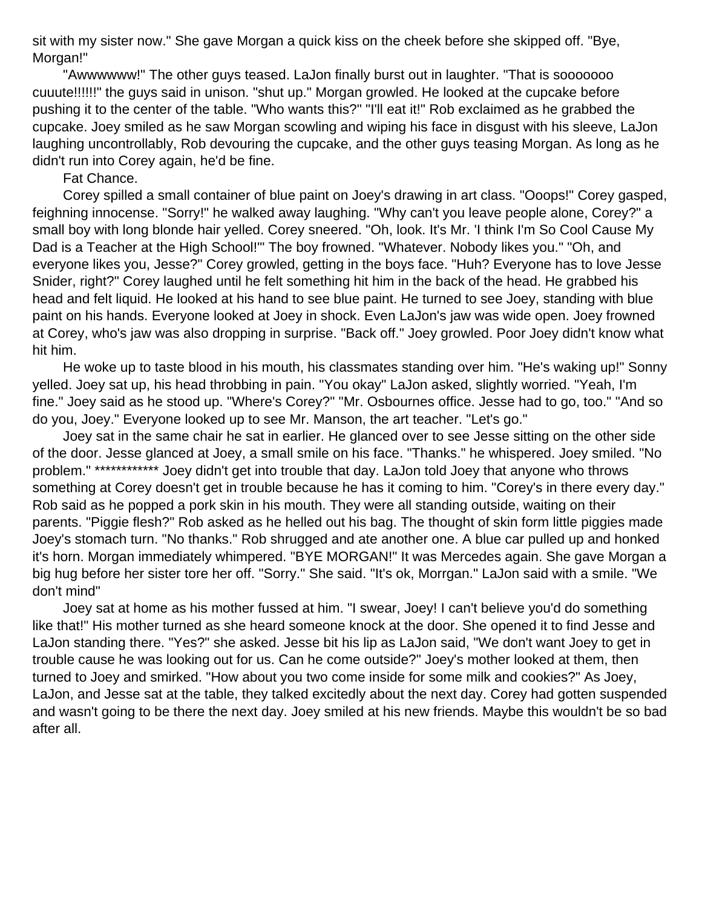sit with my sister now." She gave Morgan a quick kiss on the cheek before she skipped off. "Bye, Morgan!"

"Awwwwww!" The other guys teased. LaJon finally burst out in laughter. "That is sooooooo cuuute!!!!!!" the guys said in unison. "shut up." Morgan growled. He looked at the cupcake before pushing it to the center of the table. "Who wants this?" "I'll eat it!" Rob exclaimed as he grabbed the cupcake. Joey smiled as he saw Morgan scowling and wiping his face in disgust with his sleeve, LaJon laughing uncontrollably, Rob devouring the cupcake, and the other guys teasing Morgan. As long as he didn't run into Corey again, he'd be fine.

Fat Chance.

Corey spilled a small container of blue paint on Joey's drawing in art class. "Ooops!" Corey gasped, feighning innocense. "Sorry!" he walked away laughing. "Why can't you leave people alone, Corey?" a small boy with long blonde hair yelled. Corey sneered. "Oh, look. It's Mr. 'I think I'm So Cool Cause My Dad is a Teacher at the High School!'" The boy frowned. "Whatever. Nobody likes you." "Oh, and everyone likes you, Jesse?" Corey growled, getting in the boys face. "Huh? Everyone has to love Jesse Snider, right?" Corey laughed until he felt something hit him in the back of the head. He grabbed his head and felt liquid. He looked at his hand to see blue paint. He turned to see Joey, standing with blue paint on his hands. Everyone looked at Joey in shock. Even LaJon's jaw was wide open. Joey frowned at Corey, who's jaw was also dropping in surprise. "Back off." Joey growled. Poor Joey didn't know what hit him.

He woke up to taste blood in his mouth, his classmates standing over him. "He's waking up!" Sonny yelled. Joey sat up, his head throbbing in pain. "You okay" LaJon asked, slightly worried. "Yeah, I'm fine." Joey said as he stood up. "Where's Corey?" "Mr. Osbournes office. Jesse had to go, too." "And so do you, Joey." Everyone looked up to see Mr. Manson, the art teacher. "Let's go."

Joey sat in the same chair he sat in earlier. He glanced over to see Jesse sitting on the other side of the door. Jesse glanced at Joey, a small smile on his face. "Thanks." he whispered. Joey smiled. "No problem." ************ Joey didn't get into trouble that day. LaJon told Joey that anyone who throws something at Corey doesn't get in trouble because he has it coming to him. "Corey's in there every day." Rob said as he popped a pork skin in his mouth. They were all standing outside, waiting on their parents. "Piggie flesh?" Rob asked as he helled out his bag. The thought of skin form little piggies made Joey's stomach turn. "No thanks." Rob shrugged and ate another one. A blue car pulled up and honked it's horn. Morgan immediately whimpered. "BYE MORGAN!" It was Mercedes again. She gave Morgan a big hug before her sister tore her off. "Sorry." She said. "It's ok, Morrgan." LaJon said with a smile. "We don't mind"

Joey sat at home as his mother fussed at him. "I swear, Joey! I can't believe you'd do something like that!" His mother turned as she heard someone knock at the door. She opened it to find Jesse and LaJon standing there. "Yes?" she asked. Jesse bit his lip as LaJon said, "We don't want Joey to get in trouble cause he was looking out for us. Can he come outside?" Joey's mother looked at them, then turned to Joey and smirked. "How about you two come inside for some milk and cookies?" As Joey, LaJon, and Jesse sat at the table, they talked excitedly about the next day. Corey had gotten suspended and wasn't going to be there the next day. Joey smiled at his new friends. Maybe this wouldn't be so bad after all.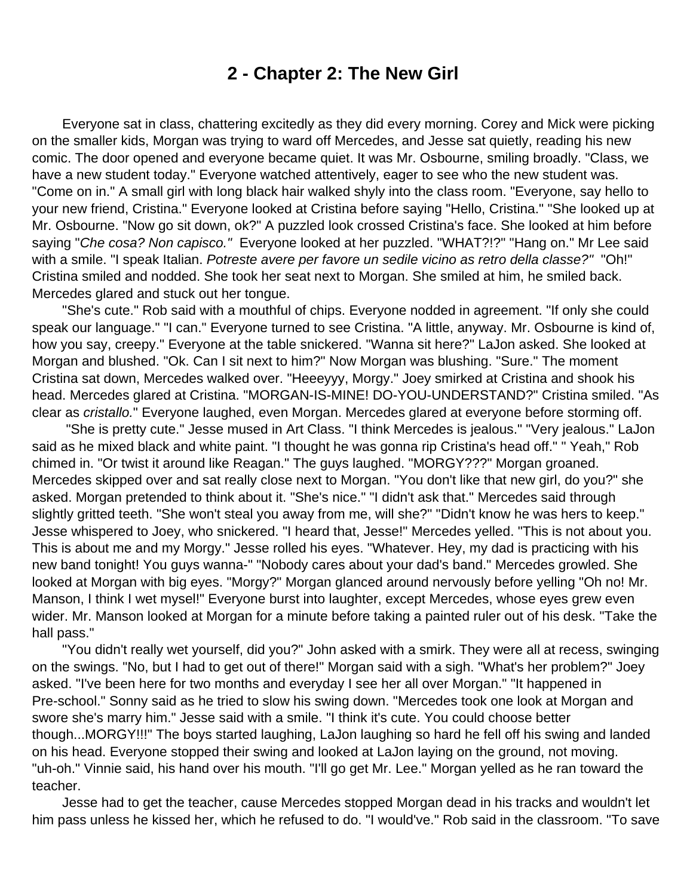## 2 - Chapter 2: The New Girl

Everyone sat in class, chattering excitedly as they did every morning. Corey and Mick were picking on the smaller kids, Morgan was trying to ward off Mercedes, and Jesse sat quietly, reading his new comic. The door opened and everyone became quiet. It was Mr. Osbourne, smiling broadly. "Class, we have a new student today." Everyone watched attentively, eager to see who the new student was. "Come on in." A small girl with long black hair walked shyly into the class room. "Everyone, say hello to your new friend, Cristina." Everyone looked at Cristina before saying "Hello, Cristina." "She looked up at Mr. Osbourne. "Now go sit down, ok?" A puzzled look crossed Cristina's face. She looked at him before saying "*Che cosa? Non capisco."* Everyone looked at her puzzled. "WHAT?!?" "Hang on." Mr Lee said with a smile. "I speak Italian. *Potreste avere per favore un sedile vicino as retro della classe?"* "Oh!" Cristina smiled and nodded. She took her seat next to Morgan. She smiled at him, he smiled back. Mercedes glared and stuck out her tongue.

"She's cute." Rob said with a mouthful of chips. Everyone nodded in agreement. "If only she could speak our language." "I can." Everyone turned to see Cristina. "A little, anyway. Mr. Osbourne is kind of, how you say, creepy." Everyone at the table snickered. "Wanna sit here?" LaJon asked. She looked at Morgan and blushed. "Ok. Can I sit next to him?" Now Morgan was blushing. "Sure." The moment Cristina sat down, Mercedes walked over. "Heeeyyy, Morgy." Joey smirked at Cristina and shook his head. Mercedes glared at Cristina. "MORGAN-IS-MINE! DO-YOU-UNDERSTAND?" Cristina smiled. "As clear as *cristallo.*" Everyone laughed, even Morgan. Mercedes glared at everyone before storming off.

"She is pretty cute." Jesse mused in Art Class. "I think Mercedes is jealous." "Very jealous." LaJon said as he mixed black and white paint. "I thought he was gonna rip Cristina's head off." " Yeah," Rob chimed in. "Or twist it around like Reagan." The guys laughed. "MORGY???" Morgan groaned. Mercedes skipped over and sat really close next to Morgan. "You don't like that new girl, do you?" she asked. Morgan pretended to think about it. "She's nice." "I didn't ask that." Mercedes said through slightly gritted teeth. "She won't steal you away from me, will she?" "Didn't know he was hers to keep." Jesse whispered to Joey, who snickered. "I heard that, Jesse!" Mercedes yelled. "This is not about you. This is about me and my Morgy." Jesse rolled his eyes. "Whatever. Hey, my dad is practicing with his new band tonight! You guys wanna-" "Nobody cares about your dad's band." Mercedes growled. She looked at Morgan with big eyes. "Morgy?" Morgan glanced around nervously before yelling "Oh no! Mr. Manson, I think I wet mysel!" Everyone burst into laughter, except Mercedes, whose eyes grew even wider. Mr. Manson looked at Morgan for a minute before taking a painted ruler out of his desk. "Take the hall pass."

"You didn't really wet yourself, did you?" John asked with a smirk. They were all at recess, swinging on the swings. "No, but I had to get out of there!" Morgan said with a sigh. "What's her problem?" Joey asked. "I've been here for two months and everyday I see her all over Morgan." "It happened in Pre-school." Sonny said as he tried to slow his swing down. "Mercedes took one look at Morgan and swore she's marry him." Jesse said with a smile. "I think it's cute. You could choose better though...MORGY!!!" The boys started laughing, LaJon laughing so hard he fell off his swing and landed on his head. Everyone stopped their swing and looked at LaJon laying on the ground, not moving. "uh-oh." Vinnie said, his hand over his mouth. "I'll go get Mr. Lee." Morgan yelled as he ran toward the teacher.

Jesse had to get the teacher, cause Mercedes stopped Morgan dead in his tracks and wouldn't let him pass unless he kissed her, which he refused to do. "I would've." Rob said in the classroom. "To save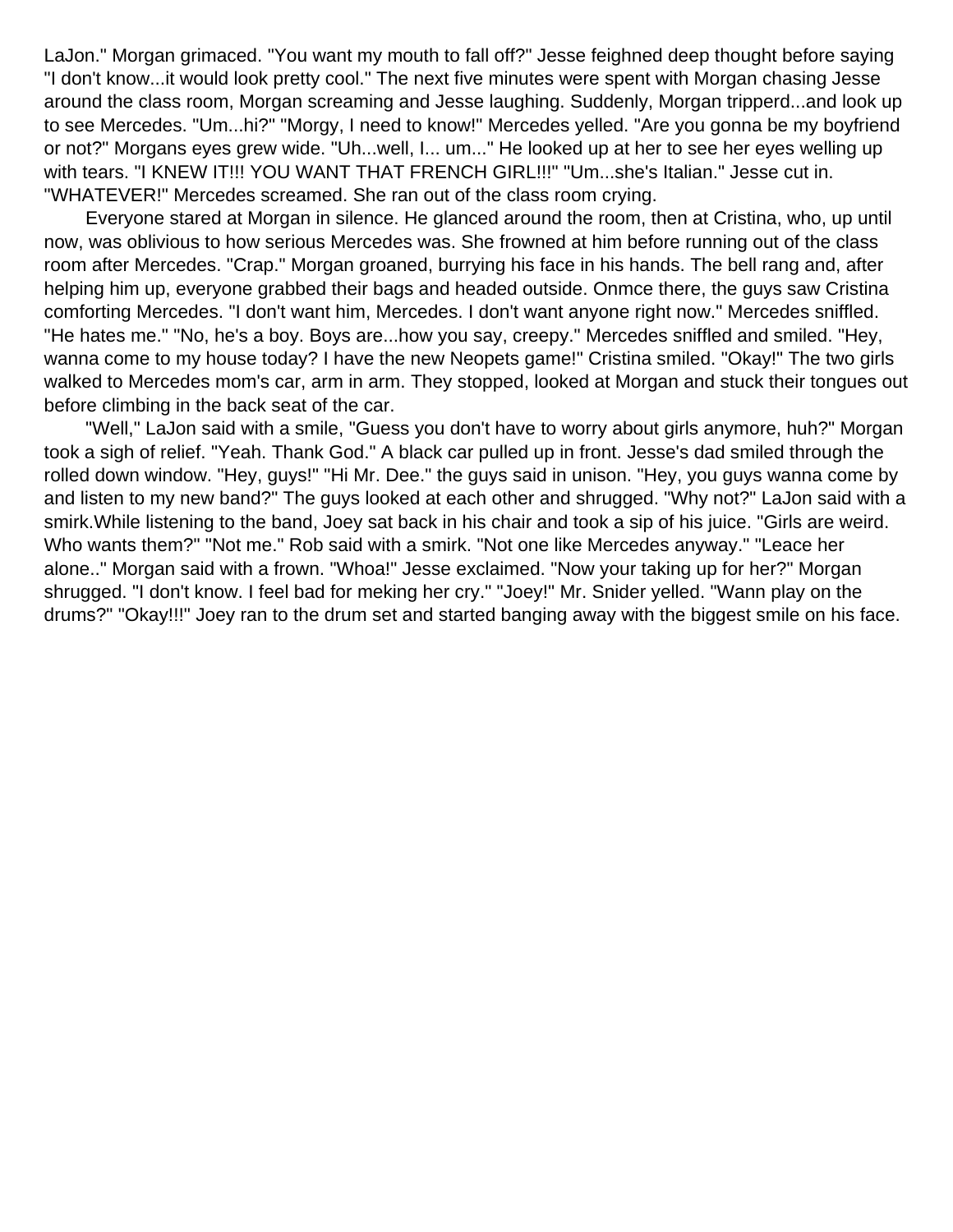LaJon." Morgan grimaced. "You want my mouth to fall off?" Jesse feighned deep thought before saying "I don't know...it would look pretty cool." The next five minutes were spent with Morgan chasing Jesse around the class room, Morgan screaming and Jesse laughing. Suddenly, Morgan tripperd...and look up to see Mercedes. "Um...hi?" "Morgy, I need to know!" Mercedes yelled. "Are you gonna be my boyfriend or not?" Morgans eyes grew wide. "Uh...well, I... um..." He looked up at her to see her eyes welling up with tears. "I KNEW IT!!! YOU WANT THAT FRENCH GIRL!!!" "Um...she's Italian." Jesse cut in. "WHATEVER!" Mercedes screamed. She ran out of the class room crying.

Everyone stared at Morgan in silence. He glanced around the room, then at Cristina, who, up until now, was oblivious to how serious Mercedes was. She frowned at him before running out of the class room after Mercedes. "Crap." Morgan groaned, burrying his face in his hands. The bell rang and, after helping him up, everyone grabbed their bags and headed outside. Onmce there, the guys saw Cristina comforting Mercedes. "I don't want him, Mercedes. I don't want anyone right now." Mercedes sniffled. "He hates me." "No, he's a boy. Boys are...how you say, creepy." Mercedes sniffled and smiled. "Hey, wanna come to my house today? I have the new Neopets game!" Cristina smiled. "Okay!" The two girls walked to Mercedes mom's car, arm in arm. They stopped, looked at Morgan and stuck their tongues out before climbing in the back seat of the car.

"Well," LaJon said with a smile, "Guess you don't have to worry about girls anymore, huh?" Morgan took a sigh of relief. "Yeah. Thank God." A black car pulled up in front. Jesse's dad smiled through the rolled down window. "Hey, guys!" "Hi Mr. Dee." the guys said in unison. "Hey, you guys wanna come by and listen to my new band?" The guys looked at each other and shrugged. "Why not?" LaJon said with a smirk.While listening to the band, Joey sat back in his chair and took a sip of his juice. "Girls are weird. Who wants them?" "Not me." Rob said with a smirk. "Not one like Mercedes anyway." "Leace her alone.." Morgan said with a frown. "Whoa!" Jesse exclaimed. "Now your taking up for her?" Morgan shrugged. "I don't know. I feel bad for meking her cry." "Joey!" Mr. Snider yelled. "Wann play on the drums?" "Okay!!!" Joey ran to the drum set and started banging away with the biggest smile on his face.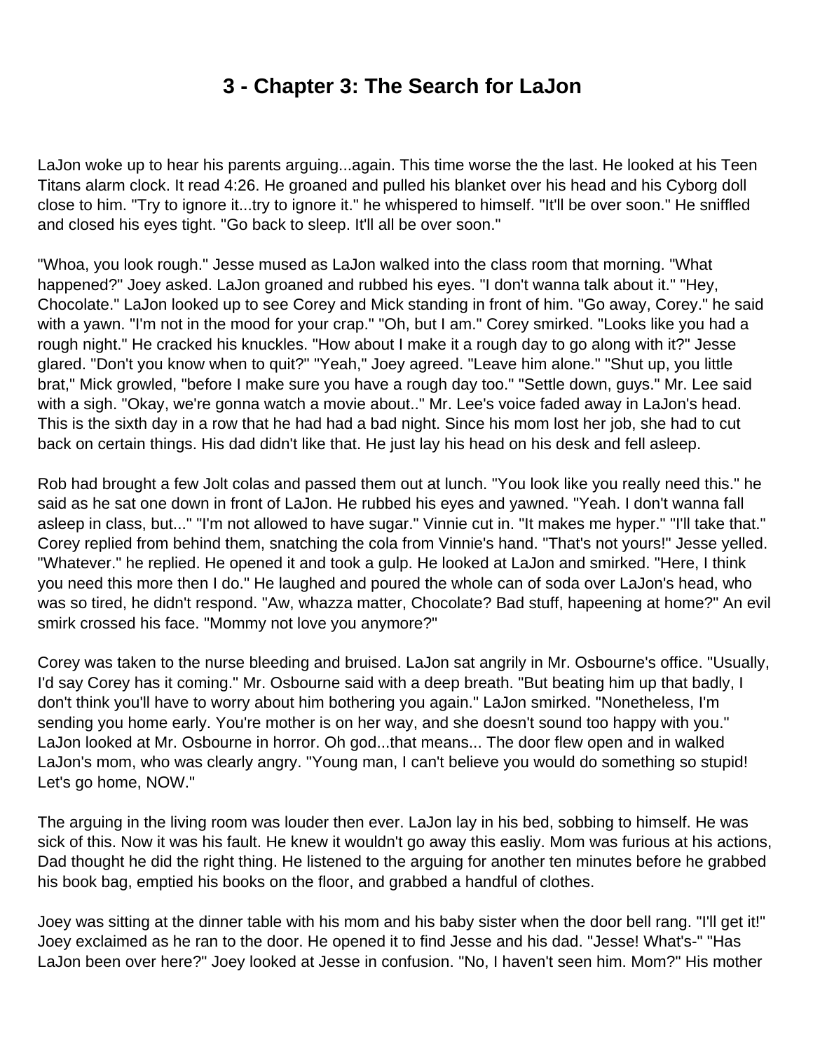# 3 - Chapter 3: The Search for LaJon

LaJon woke up to hear his parents arguing...again. This time worse the the last. He looked at his Teen Titans alarm clock. It read 4:26. He groaned and pulled his blanket over his head and his Cyborg doll close to him. "Try to ignore it...try to ignore it." he whispered to himself. "It'll be over soon." He sniffled and closed his eyes tight. "Go back to sleep. It'll all be over soon."

"Whoa, you look rough." Jesse mused as LaJon walked into the class room that morning. "What happened?" Joey asked. LaJon groaned and rubbed his eyes. "I don't wanna talk about it." "Hey, Chocolate." LaJon looked up to see Corey and Mick standing in front of him. "Go away, Corey." he said with a yawn. "I'm not in the mood for your crap." "Oh, but I am." Corey smirked. "Looks like you had a rough night." He cracked his knuckles. "How about I make it a rough day to go along with it?" Jesse glared. "Don't you know when to quit?" "Yeah," Joey agreed. "Leave him alone." "Shut up, you little brat," Mick growled, "before I make sure you have a rough day too." "Settle down, guys." Mr. Lee said with a sigh. "Okay, we're gonna watch a movie about.." Mr. Lee's voice faded away in LaJon's head. This is the sixth day in a row that he had had a bad night. Since his mom lost her job, she had to cut back on certain things. His dad didn't like that. He just lay his head on his desk and fell asleep.

Rob had brought a few Jolt colas and passed them out at lunch. "You look like you really need this." he said as he sat one down in front of LaJon. He rubbed his eyes and yawned. "Yeah. I don't wanna fall asleep in class, but..." "I'm not allowed to have sugar." Vinnie cut in. "It makes me hyper." "I'll take that." Corey replied from behind them, snatching the cola from Vinnie's hand. "That's not yours!" Jesse yelled. "Whatever." he replied. He opened it and took a gulp. He looked at LaJon and smirked. "Here, I think you need this more then I do." He laughed and poured the whole can of soda over LaJon's head, who was so tired, he didn't respond. "Aw, whazza matter, Chocolate? Bad stuff, hapeening at home?" An evil smirk crossed his face. "Mommy not love you anymore?"

Corey was taken to the nurse bleeding and bruised. LaJon sat angrily in Mr. Osbourne's office. "Usually, I'd say Corey has it coming." Mr. Osbourne said with a deep breath. "But beating him up that badly, I don't think you'll have to worry about him bothering you again." LaJon smirked. "Nonetheless, I'm sending you home early. You're mother is on her way, and she doesn't sound too happy with you." LaJon looked at Mr. Osbourne in horror. Oh god...that means... The door flew open and in walked LaJon's mom, who was clearly angry. "Young man, I can't believe you would do something so stupid! Let's go home, NOW."

The arguing in the living room was louder then ever. LaJon lay in his bed, sobbing to himself. He was sick of this. Now it was his fault. He knew it wouldn't go away this easliy. Mom was furious at his actions, Dad thought he did the right thing. He listened to the arguing for another ten minutes before he grabbed his book bag, emptied his books on the floor, and grabbed a handful of clothes.

Joey was sitting at the dinner table with his mom and his baby sister when the door bell rang. "I'll get it!" Joey exclaimed as he ran to the door. He opened it to find Jesse and his dad. "Jesse! What's-" "Has LaJon been over here?" Joey looked at Jesse in confusion. "No, I haven't seen him. Mom?" His mother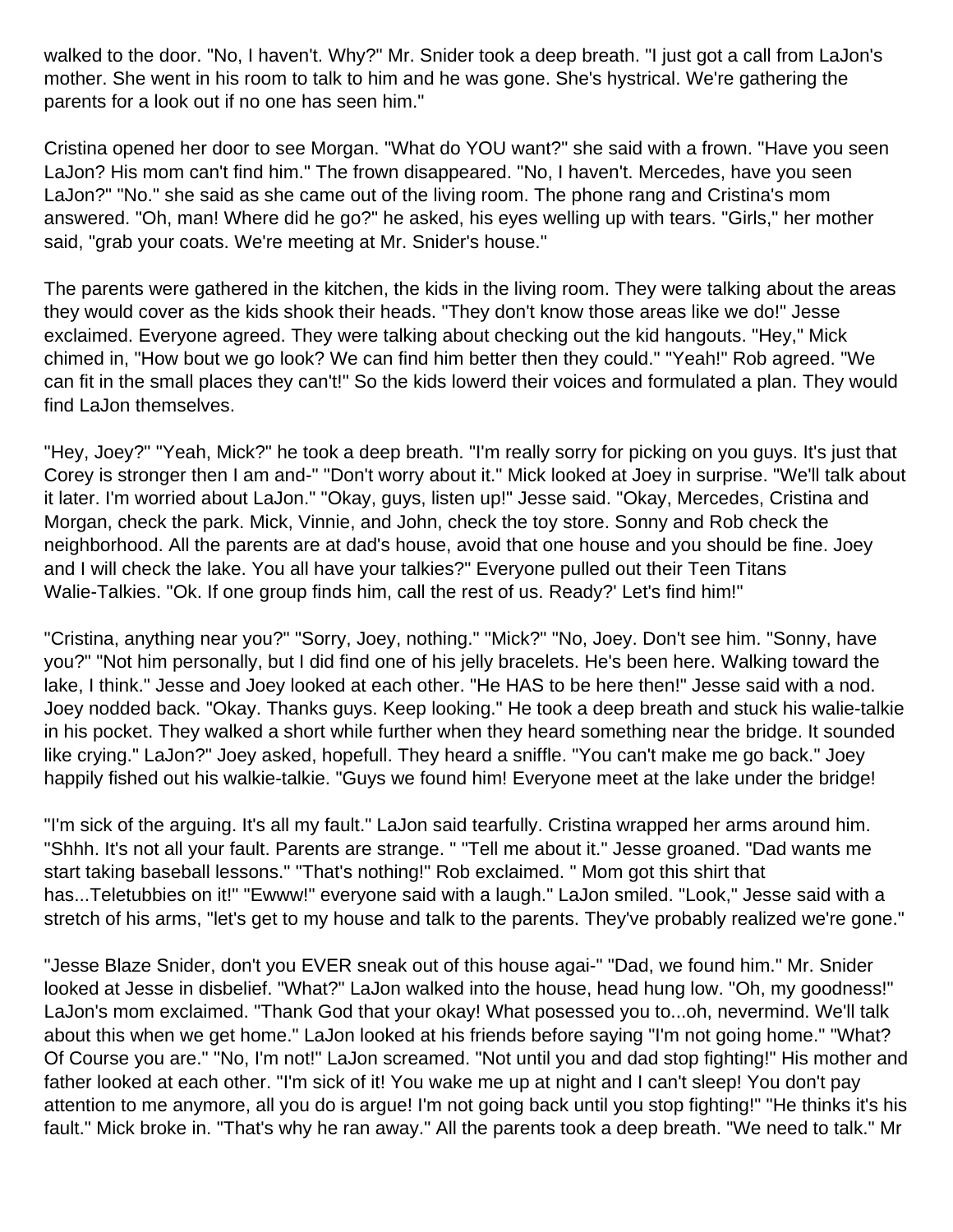walked to the door. "No, I haven't. Why?" Mr. Snider took a deep breath. "I just got a call from LaJon's mother. She went in his room to talk to him and he was gone. She's hystrical. We're gathering the parents for a look out if no one has seen him."

Cristina opened her door to see Morgan. "What do YOU want?" she said with a frown. "Have you seen LaJon? His mom can't find him." The frown disappeared. "No, I haven't. Mercedes, have you seen LaJon?" "No." she said as she came out of the living room. The phone rang and Cristina's mom answered. "Oh, man! Where did he go?" he asked, his eyes welling up with tears. "Girls," her mother said, "grab your coats. We're meeting at Mr. Snider's house."

The parents were gathered in the kitchen, the kids in the living room. They were talking about the areas they would cover as the kids shook their heads. "They don't know those areas like we do!" Jesse exclaimed. Everyone agreed. They were talking about checking out the kid hangouts. "Hey," Mick chimed in, "How bout we go look? We can find him better then they could." "Yeah!" Rob agreed. "We can fit in the small places they can't!" So the kids lowerd their voices and formulated a plan. They would find LaJon themselves.

"Hey, Joey?" "Yeah, Mick?" he took a deep breath. "I'm really sorry for picking on you guys. It's just that Corey is stronger then I am and-" "Don't worry about it." Mick looked at Joey in surprise. "We'll talk about it later. I'm worried about LaJon." "Okay, guys, listen up!" Jesse said. "Okay, Mercedes, Cristina and Morgan, check the park. Mick, Vinnie, and John, check the toy store. Sonny and Rob check the neighborhood. All the parents are at dad's house, avoid that one house and you should be fine. Joey and I will check the lake. You all have your talkies?" Everyone pulled out their Teen Titans Walie-Talkies. "Ok. If one group finds him, call the rest of us. Ready?' Let's find him!"

"Cristina, anything near you?" "Sorry, Joey, nothing." "Mick?" "No, Joey. Don't see him. "Sonny, have you?" "Not him personally, but I did find one of his jelly bracelets. He's been here. Walking toward the lake, I think." Jesse and Joey looked at each other. "He HAS to be here then!" Jesse said with a nod. Joey nodded back. "Okay. Thanks guys. Keep looking." He took a deep breath and stuck his walie-talkie in his pocket. They walked a short while further when they heard something near the bridge. It sounded like crying." LaJon?" Joey asked, hopefull. They heard a sniffle. "You can't make me go back." Joey happily fished out his walkie-talkie. "Guys we found him! Everyone meet at the lake under the bridge!

"I'm sick of the arguing. It's all my fault." LaJon said tearfully. Cristina wrapped her arms around him. "Shhh. It's not all your fault. Parents are strange. " "Tell me about it." Jesse groaned. "Dad wants me start taking baseball lessons." "That's nothing!" Rob exclaimed. " Mom got this shirt that has...Teletubbies on it!" "Ewww!" everyone said with a laugh." LaJon smiled. "Look," Jesse said with a stretch of his arms, "let's get to my house and talk to the parents. They've probably realized we're gone."

"Jesse Blaze Snider, don't you EVER sneak out of this house agai-" "Dad, we found him." Mr. Snider looked at Jesse in disbelief. "What?" LaJon walked into the house, head hung low. "Oh, my goodness!" LaJon's mom exclaimed. "Thank God that your okay! What posessed you to...oh, nevermind. We'll talk about this when we get home." LaJon looked at his friends before saying "I'm not going home." "What? Of Course you are." "No, I'm not!" LaJon screamed. "Not until you and dad stop fighting!" His mother and father looked at each other. "I'm sick of it! You wake me up at night and I can't sleep! You don't pay attention to me anymore, all you do is argue! I'm not going back until you stop fighting!" "He thinks it's his fault." Mick broke in. "That's why he ran away." All the parents took a deep breath. "We need to talk." Mr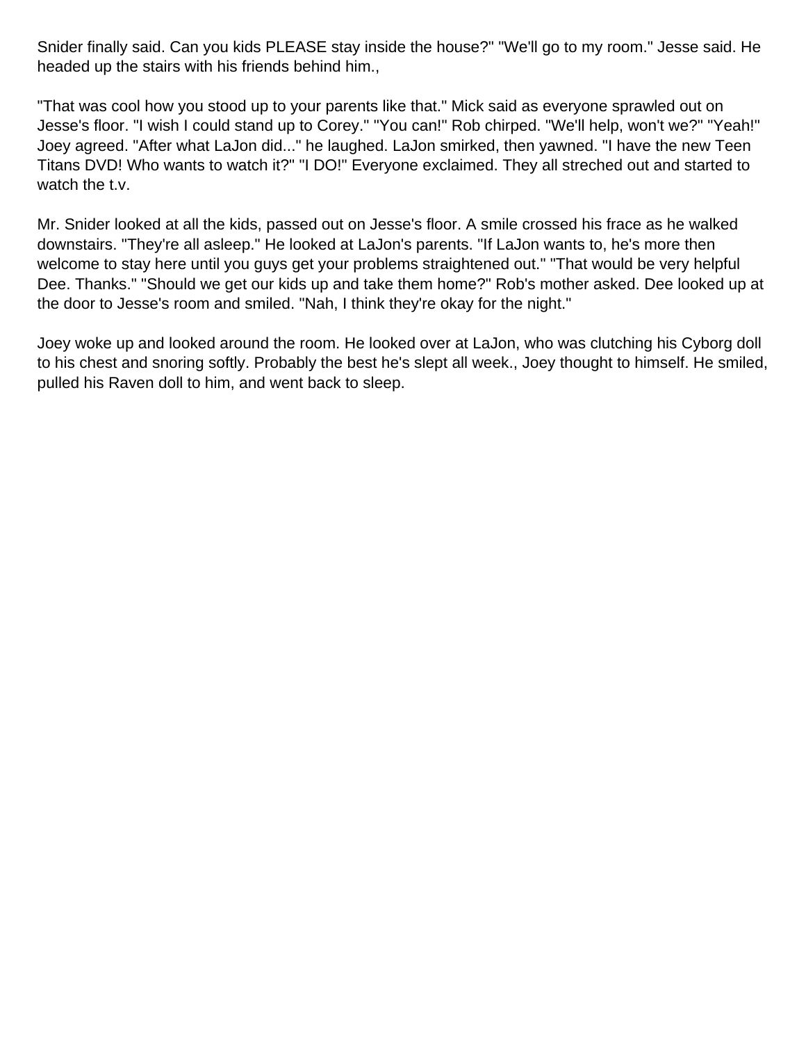Snider finally said. Can you kids PLEASE stay inside the house?" "We'll go to my room." Jesse said. He headed up the stairs with his friends behind him.,

"That was cool how you stood up to your parents like that." Mick said as everyone sprawled out on Jesse's floor. "I wish I could stand up to Corey." "You can!" Rob chirped. "We'll help, won't we?" "Yeah!" Joey agreed. "After what LaJon did..." he laughed. LaJon smirked, then yawned. "I have the new Teen Titans DVD! Who wants to watch it?" "I DO!" Everyone exclaimed. They all streched out and started to watch the t.v.

Mr. Snider looked at all the kids, passed out on Jesse's floor. A smile crossed his frace as he walked downstairs. "They're all asleep." He looked at LaJon's parents. "If LaJon wants to, he's more then welcome to stay here until you guys get your problems straightened out." "That would be very helpful Dee. Thanks." "Should we get our kids up and take them home?" Rob's mother asked. Dee looked up at the door to Jesse's room and smiled. "Nah, I think they're okay for the night."

Joey woke up and looked around the room. He looked over at LaJon, who was clutching his Cyborg doll to his chest and snoring softly. Probably the best he's slept all week., Joey thought to himself. He smiled, pulled his Raven doll to him, and went back to sleep.